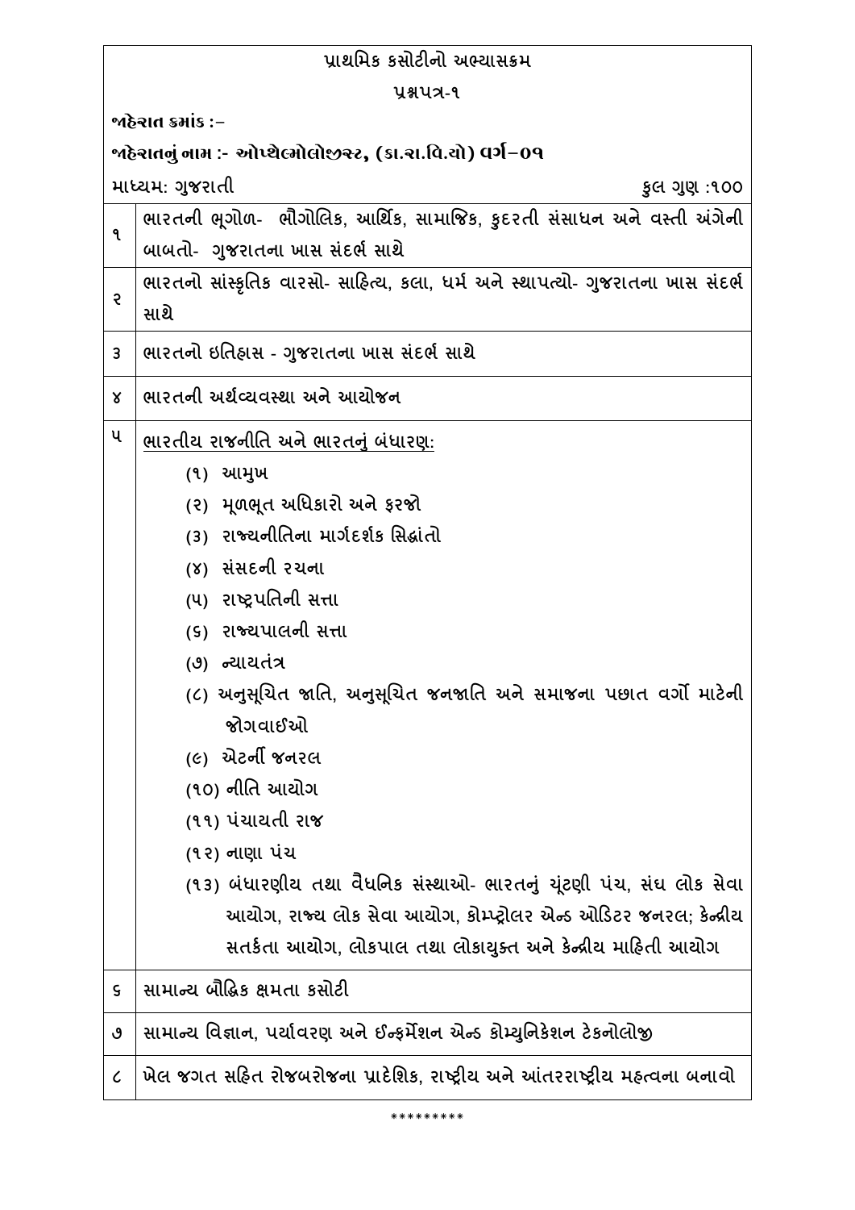# પ્રાથમિક કસોટીનો અભ્યાસક્રમ

## પ્રશ્નપત્ર-૧

**જાહેરાત ક્રમાંક :–**

**જાહેરાતનું નામ :- ઓપ્થેલ્મોલોજીસ્ટ, (કા.રા.વિ.યો) વર્ગ–૦૧**

માધ્યમ: ગુજરાતી — કુલ ગુણ :૧૦૦

| ક્રમ | વિષય |
|---|---|
| ૧ | ભારતની ભૂગોળ- ભૌગોલિક, આર્થિક, સામાજિક, કુદરતી સંસાધન અને વસ્તી અંગેની બાબતો- ગુજરાતના ખાસ સંદર્ભ સાથે |
| ૨ | ભારતનો સાંસ્કૃતિક વારસો- સાહિત્ય, કલા, ધર્મ અને સ્થાપત્યો- ગુજરાતના ખાસ સંદર્ભ સાથે |
| ૩ | ભારતનો ઇતિહાસ - ગુજરાતના ખાસ સંદર્ભ સાથે |
| ૪ | ભારતની અર્થવ્યવસ્થા અને આયોજન |
| ૫ | <u>ભારતીય રાજનીતિ અને ભારતનું બંધારણ:</u><br>(૧) આમુખ<br>(૨) મૂળભૂત અધિકારો અને ફરજો<br>(૩) રાજ્યનીતિના માર્ગદર્શક સિદ્ધાંતો<br>(૪) સંસદની રચના<br>(૫) રાષ્ટ્રપતિની સત્તા<br>(૬) રાજ્યપાલની સત્તા<br>(૭) ન્યાયતંત્ર<br>(૮) અનુસૂચિત જાતિ, અનુસૂચિત જનજાતિ અને સમાજના પછાત વર્ગો માટેની જોગવાઈઓ<br>(૯) એટર્ની જનરલ<br>(૧૦) નીતિ આયોગ<br>(૧૧) પંચાયતી રાજ<br>(૧૨) નાણા પંચ<br>(૧૩) બંધારણીય તથા વૈધનિક સંસ્થાઓ- ભારતનું ચૂંટણી પંચ, સંઘ લોક સેવા આયોગ, રાજ્ય લોક સેવા આયોગ, કોમ્પ્ટ્રોલર એન્ડ ઓડિટર જનરલ; કેન્દ્રીય સતર્કતા આયોગ, લોકપાલ તથા લોકાયુક્ત અને કેન્દ્રીય માહિતી આયોગ |
| ૬ | સામાન્ય બૌદ્ધિક ક્ષમતા કસોટી |
| ૭ | સામાન્ય વિજ્ઞાન, પર્યાવરણ અને ઈન્ફર્મેશન એન્ડ કોમ્યુનિકેશન ટેકનોલોજી |
| ૮ | ખેલ જગત સહિત રોજબરોજના પ્રાદેશિક, રાષ્ટ્રીય અને આંતરરાષ્ટ્રીય મહત્વના બનાવો |

*********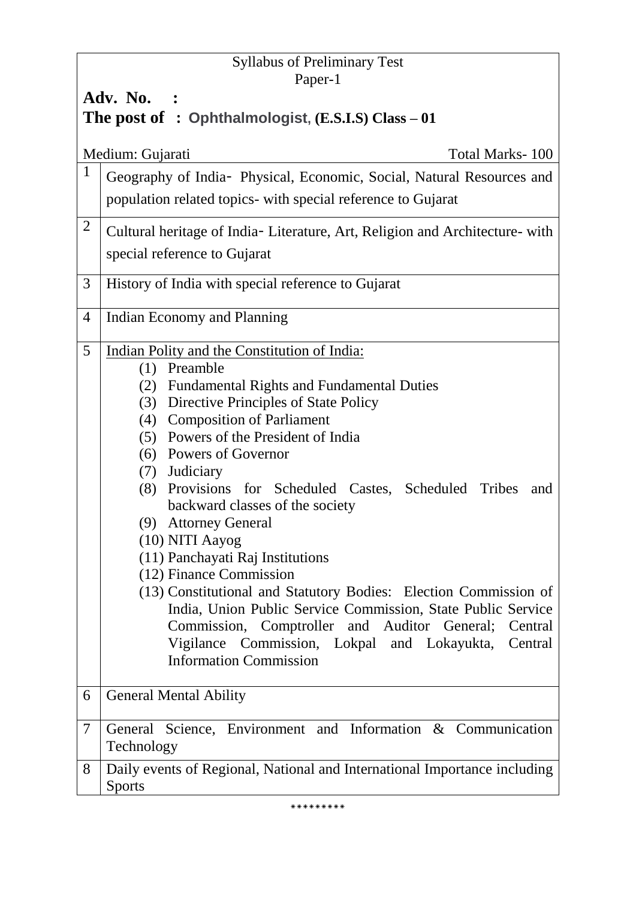Syllabus of Preliminary Test

Paper-1

**Adv. No. :**

**The post of : Ophthalmologist, (E.S.I.S) Class – 01**

Medium: Gujarati | Total Marks- 100

| | |
|---|---|
| 1 | Geography of India- Physical, Economic, Social, Natural Resources and population related topics- with special reference to Gujarat |
| 2 | Cultural heritage of India- Literature, Art, Religion and Architecture- with special reference to Gujarat |
| 3 | History of India with special reference to Gujarat |
| 4 | Indian Economy and Planning |
| 5 | Indian Polity and the Constitution of India:<br>(1) Preamble<br>(2) Fundamental Rights and Fundamental Duties<br>(3) Directive Principles of State Policy<br>(4) Composition of Parliament<br>(5) Powers of the President of India<br>(6) Powers of Governor<br>(7) Judiciary<br>(8) Provisions for Scheduled Castes, Scheduled Tribes and backward classes of the society<br>(9) Attorney General<br>(10) NITI Aayog<br>(11) Panchayati Raj Institutions<br>(12) Finance Commission<br>(13) Constitutional and Statutory Bodies: Election Commission of India, Union Public Service Commission, State Public Service Commission, Comptroller and Auditor General; Central Vigilance Commission, Lokpal and Lokayukta, Central Information Commission |
| 6 | General Mental Ability |
| 7 | General Science, Environment and Information & Communication Technology |
| 8 | Daily events of Regional, National and International Importance including Sports |

*********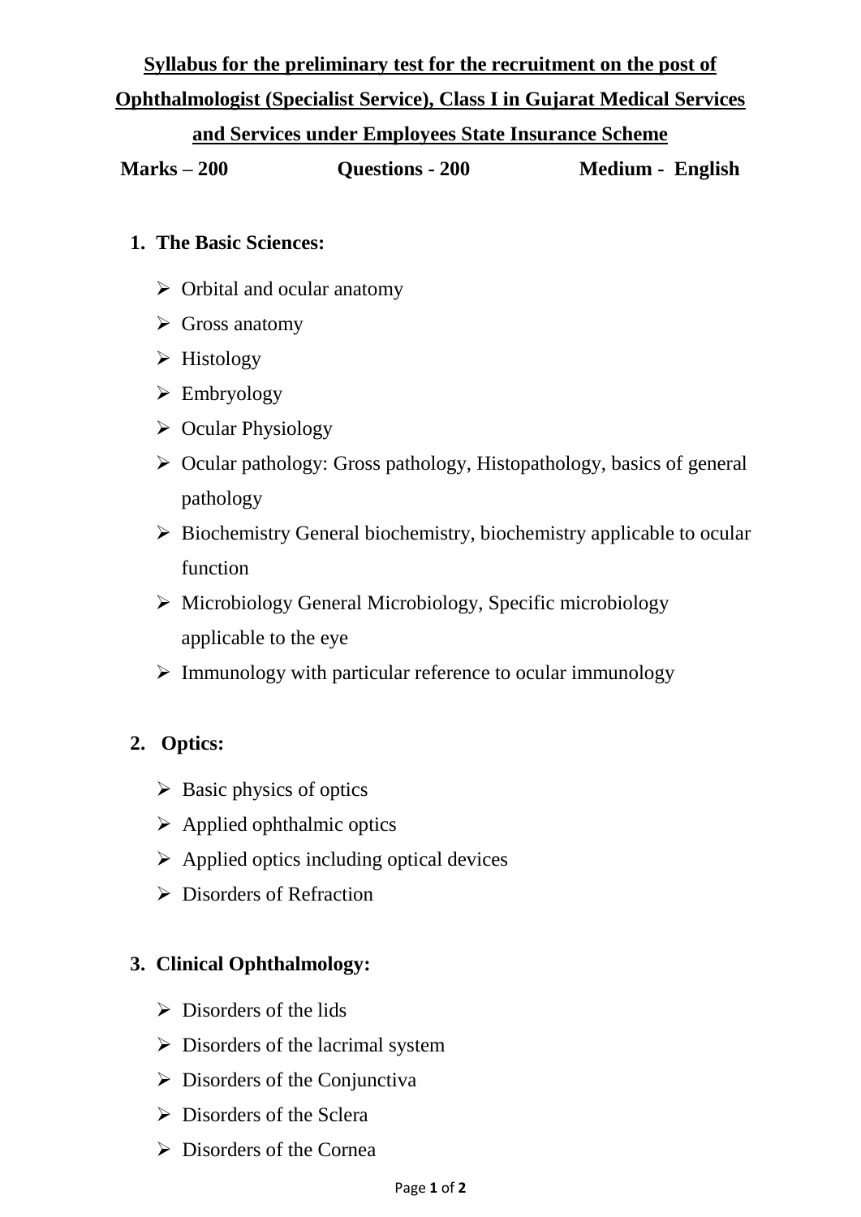# Syllabus for the preliminary test for the recruitment on the post of Ophthalmologist (Specialist Service), Class I in Gujarat Medical Services and Services under Employees State Insurance Scheme

**Marks – 200** **Questions - 200** **Medium - English**

1. **The Basic Sciences:**
   - Orbital and ocular anatomy
   - Gross anatomy
   - Histology
   - Embryology
   - Ocular Physiology
   - Ocular pathology: Gross pathology, Histopathology, basics of general pathology
   - Biochemistry General biochemistry, biochemistry applicable to ocular function
   - Microbiology General Microbiology, Specific microbiology applicable to the eye
   - Immunology with particular reference to ocular immunology

2. **Optics:**
   - Basic physics of optics
   - Applied ophthalmic optics
   - Applied optics including optical devices
   - Disorders of Refraction

3. **Clinical Ophthalmology:**
   - Disorders of the lids
   - Disorders of the lacrimal system
   - Disorders of the Conjunctiva
   - Disorders of the Sclera
   - Disorders of the Cornea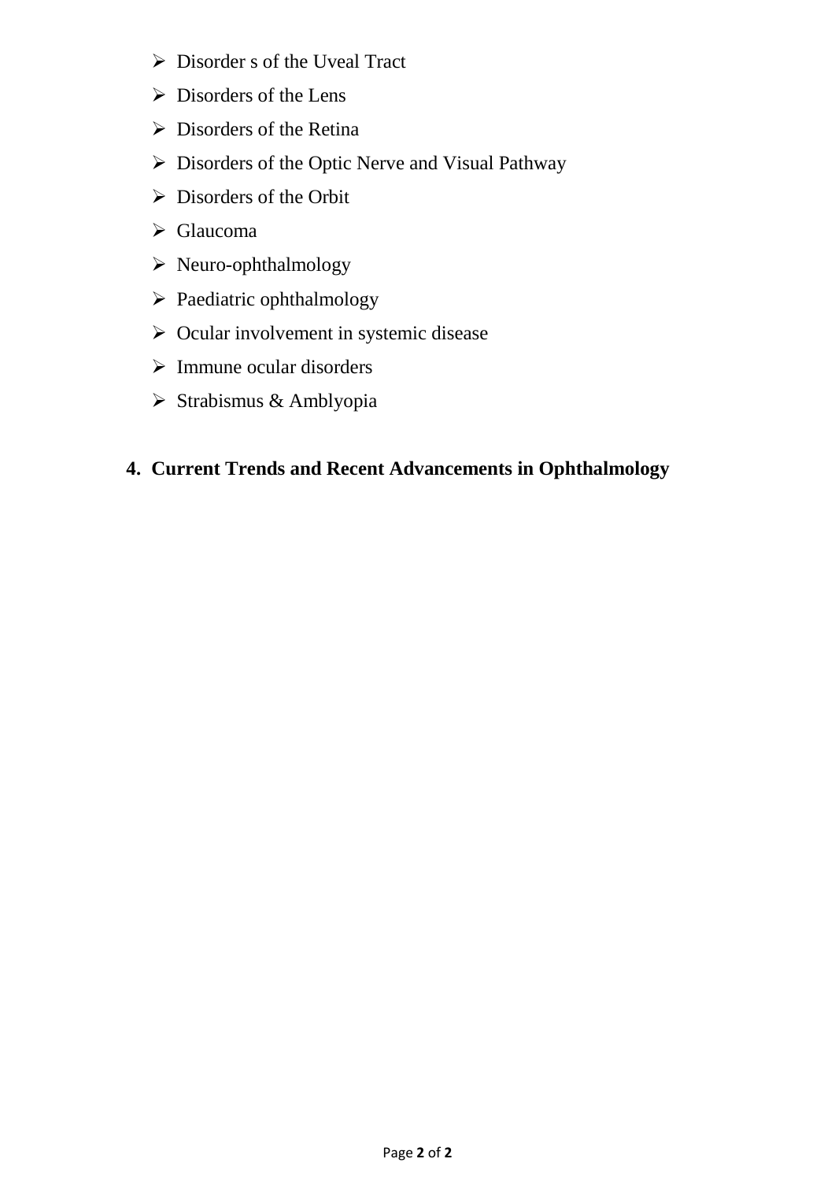- Disorder s of the Uveal Tract
- Disorders of the Lens
- Disorders of the Retina
- Disorders of the Optic Nerve and Visual Pathway
- Disorders of the Orbit
- Glaucoma
- Neuro-ophthalmology
- Paediatric ophthalmology
- Ocular involvement in systemic disease
- Immune ocular disorders
- Strabismus & Amblyopia

**4. Current Trends and Recent Advancements in Ophthalmology**